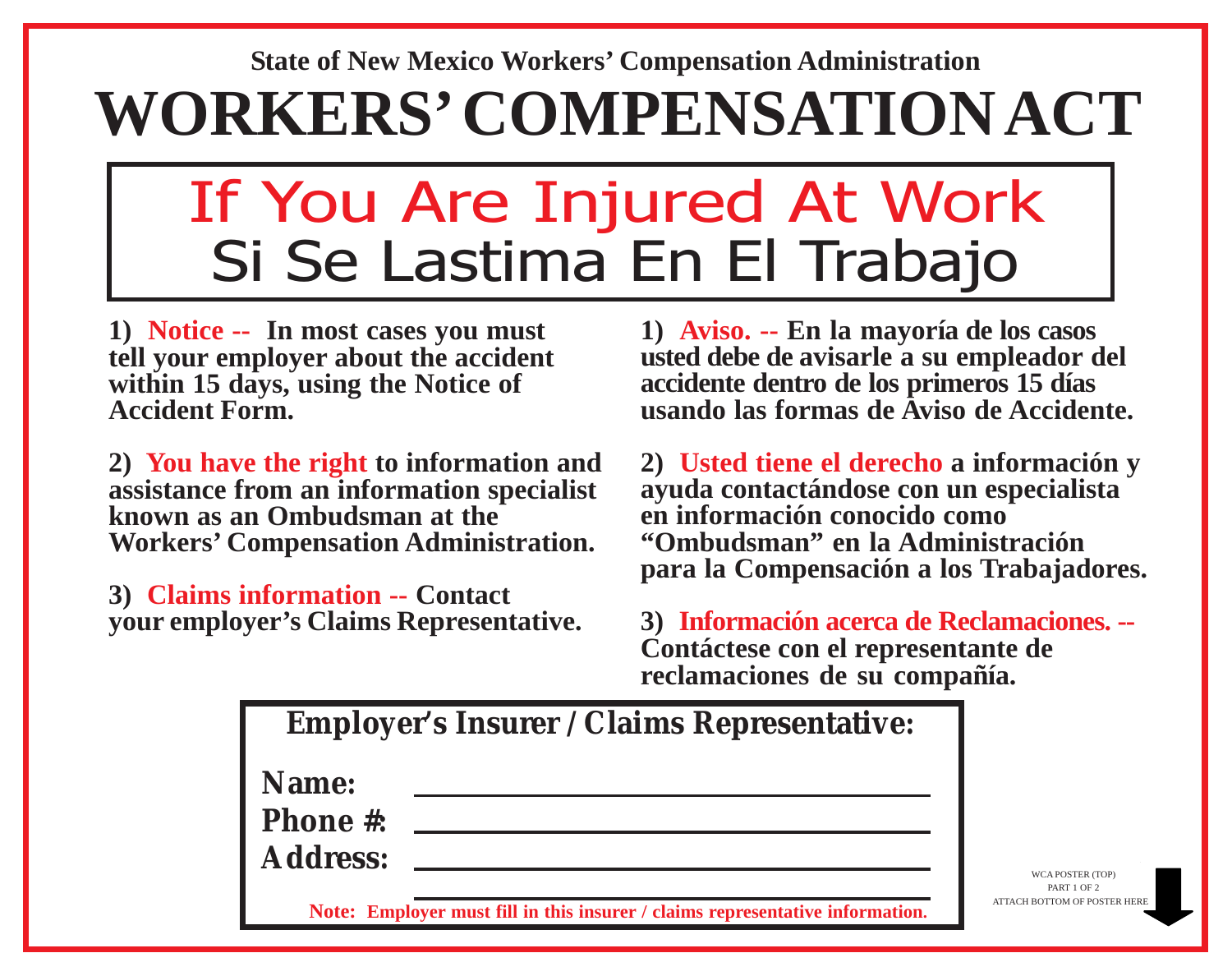State of New Mexico Workers' Compensation Administration

# WORKERS' COMPENSATION ACT

## If You Are Injured At Work
## Si Se Lastima En El Trabajo

**1) Notice -- In most cases you must tell your employer about the accident within 15 days, using the Notice of Accident Form.**

**2) You have the right to information and assistance from an information specialist known as an Ombudsman at the Workers' Compensation Administration.**

**3) Claims information -- Contact your employer's Claims Representative.**

**1) Aviso. -- En la mayoría de los casos usted debe de avisarle a su empleador del accidente dentro de los primeros 15 días usando las formas de Aviso de Accidente.**

**2) Usted tiene el derecho a información y ayuda contactándose con un especialista en información conocido como "Ombudsman" en la Administración para la Compensación a los Trabajadores.**

**3) Información acerca de Reclamaciones. -- Contáctese con el representante de reclamaciones de su compañía.**

**Employer's Insurer / Claims Representative:**

**Name:** ______________________________

**Phone #:** ______________________________

**Address:** ______________________________

______________________________

**Note: Employer must fill in this insurer / claims representative information.**

WCA POSTER (TOP)
PART 1 OF 2
ATTACH BOTTOM OF POSTER HERE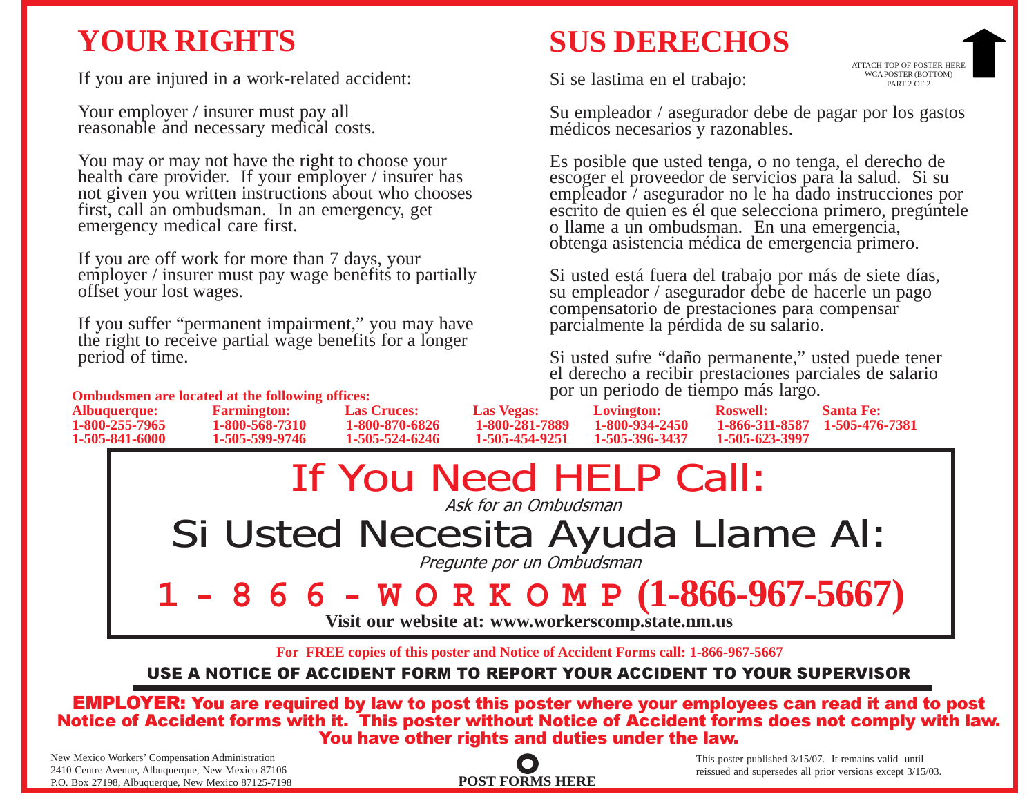ATTACH TOP OF POSTER HERE
WCA POSTER (BOTTOM)
PART 2 OF 2

## YOUR RIGHTS

If you are injured in a work-related accident:

Your employer / insurer must pay all reasonable and necessary medical costs.

You may or may not have the right to choose your health care provider. If your employer / insurer has not given you written instructions about who chooses first, call an ombudsman. In an emergency, get emergency medical care first.

If you are off work for more than 7 days, your employer / insurer must pay wage benefits to partially offset your lost wages.

If you suffer "permanent impairment," you may have the right to receive partial wage benefits for a longer period of time.

## SUS DERECHOS

Si se lastima en el trabajo:

Su empleador / asegurador debe de pagar por los gastos médicos necesarios y razonables.

Es posible que usted tenga, o no tenga, el derecho de escoger el proveedor de servicios para la salud. Si su empleador / asegurador no le ha dado instrucciones por escrito de quien es él que selecciona primero, pregúntele o llame a un ombudsman. En una emergencia, obtenga asistencia médica de emergencia primero.

Si usted está fuera del trabajo por más de siete días, su empleador / asegurador debe de hacerle un pago compensatorio de prestaciones para compensar parcialmente la pérdida de su salario.

Si usted sufre "daño permanente," usted puede tener el derecho a recibir prestaciones parciales de salario por un periodo de tiempo más largo.

**Ombudsmen are located at the following offices:**

| Albuquerque: | Farmington: | Las Cruces: | Las Vegas: | Lovington: | Roswell: | Santa Fe: |
|---|---|---|---|---|---|---|
| 1-800-255-7965 | 1-800-568-7310 | 1-800-870-6826 | 1-800-281-7889 | 1-800-934-2450 | 1-866-311-8587 | 1-505-476-7381 |
| 1-505-841-6000 | 1-505-599-9746 | 1-505-524-6246 | 1-505-454-9251 | 1-505-396-3437 | 1-505-623-3997 | |

# If You Need HELP Call:

*Ask for an Ombudsman*

# Si Usted Necesita Ayuda Llame Al:

*Pregunte por un Ombudsman*

# 1-866-WORKOMP (1-866-967-5667)

**Visit our website at: www.workerscomp.state.nm.us**

**For FREE copies of this poster and Notice of Accident Forms call: 1-866-967-5667**

**USE A NOTICE OF ACCIDENT FORM TO REPORT YOUR ACCIDENT TO YOUR SUPERVISOR**

**EMPLOYER: You are required by law to post this poster where your employees can read it and to post Notice of Accident forms with it. This poster without Notice of Accident forms does not comply with law. You have other rights and duties under the law.**

New Mexico Workers' Compensation Administration
2410 Centre Avenue, Albuquerque, New Mexico 87106
P.O. Box 27198, Albuquerque, New Mexico 87125-7198

**POST FORMS HERE**

This poster published 3/15/07. It remains valid until reissued and supersedes all prior versions except 3/15/03.